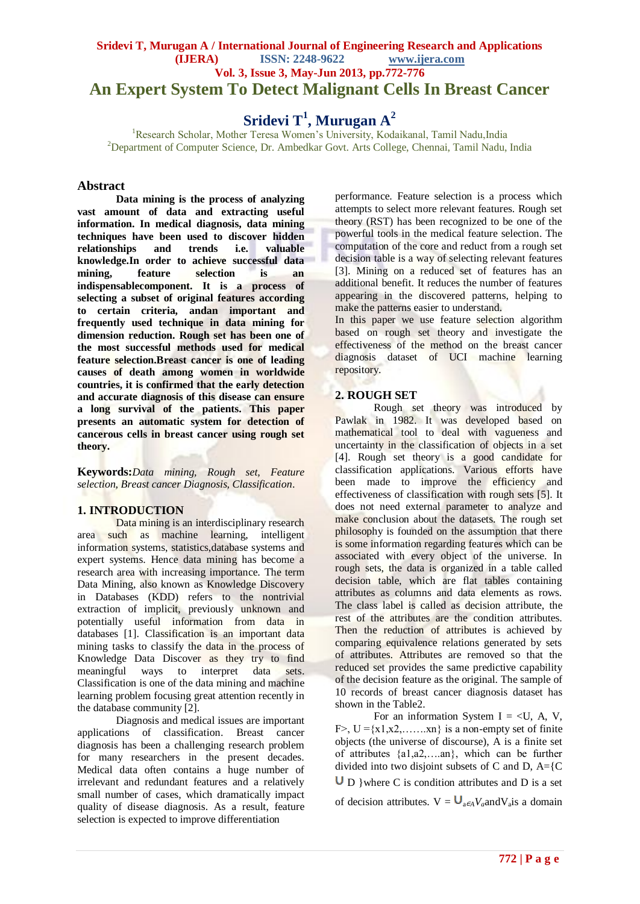# An Expert System To Detect Malignant Cells In Breast Cancer

## Sridevi T[1], Murugan A[2]

[1]Research Scholar, Mother Teresa Women's University, Kodaikanal, Tamil Nadu,India
[2]Department of Computer Science, Dr. Ambedkar Govt. Arts College, Chennai, Tamil Nadu, India

## Abstract

**Data mining is the process of analyzing vast amount of data and extracting useful information. In medical diagnosis, data mining techniques have been used to discover hidden relationships and trends i.e. valuable knowledge.In order to achieve successful data mining, feature selection is an indispensablecomponent. It is a process of selecting a subset of original features according to certain criteria, andan important and frequently used technique in data mining for dimension reduction. Rough set has been one of the most successful methods used for medical feature selection.Breast cancer is one of leading causes of death among women in worldwide countries, it is confirmed that the early detection and accurate diagnosis of this disease can ensure a long survival of the patients. This paper presents an automatic system for detection of cancerous cells in breast cancer using rough set theory.**

**Keywords:***Data mining, Rough set, Feature selection, Breast cancer Diagnosis, Classification*.

## 1. INTRODUCTION

Data mining is an interdisciplinary research area such as machine learning, intelligent information systems, statistics,database systems and expert systems. Hence data mining has become a research area with increasing importance. The term Data Mining, also known as Knowledge Discovery in Databases (KDD) refers to the nontrivial extraction of implicit, previously unknown and potentially useful information from data in databases [1]. Classification is an important data mining tasks to classify the data in the process of Knowledge Data Discover as they try to find meaningful ways to interpret data sets. Classification is one of the data mining and machine learning problem focusing great attention recently in the database community [2].

Diagnosis and medical issues are important applications of classification. Breast cancer diagnosis has been a challenging research problem for many researchers in the present decades. Medical data often contains a huge number of irrelevant and redundant features and a relatively small number of cases, which dramatically impact quality of disease diagnosis. As a result, feature selection is expected to improve differentiation performance. Feature selection is a process which attempts to select more relevant features. Rough set theory (RST) has been recognized to be one of the powerful tools in the medical feature selection. The computation of the core and reduct from a rough set decision table is a way of selecting relevant features [3]. Mining on a reduced set of features has an additional benefit. It reduces the number of features appearing in the discovered patterns, helping to make the patterns easier to understand.

In this paper we use feature selection algorithm based on rough set theory and investigate the effectiveness of the method on the breast cancer diagnosis dataset of UCI machine learning repository.

## 2. ROUGH SET

Rough set theory was introduced by Pawlak in 1982. It was developed based on mathematical tool to deal with vagueness and uncertainty in the classification of objects in a set [4]. Rough set theory is a good candidate for classification applications. Various efforts have been made to improve the efficiency and effectiveness of classification with rough sets [5]. It does not need external parameter to analyze and make conclusion about the datasets. The rough set philosophy is founded on the assumption that there is some information regarding features which can be associated with every object of the universe. In rough sets, the data is organized in a table called decision table, which are flat tables containing attributes as columns and data elements as rows. The class label is called as decision attribute, the rest of the attributes are the condition attributes. Then the reduction of attributes is achieved by comparing equivalence relations generated by sets of attributes. Attributes are removed so that the reduced set provides the same predictive capability of the decision feature as the original. The sample of 10 records of breast cancer diagnosis dataset has shown in the Table2.

For an information System I = <U, A, V, F>, U ={x1,x2,…….xn} is a non-empty set of finite objects (the universe of discourse), A is a finite set of attributes {a1,a2,….an}, which can be further divided into two disjoint subsets of C and D, A={C $\cup$ D }where C is condition attributes and D is a set of decision attributes. V = $\cup_{a \in A} V_a$ and $V_a$ is a domain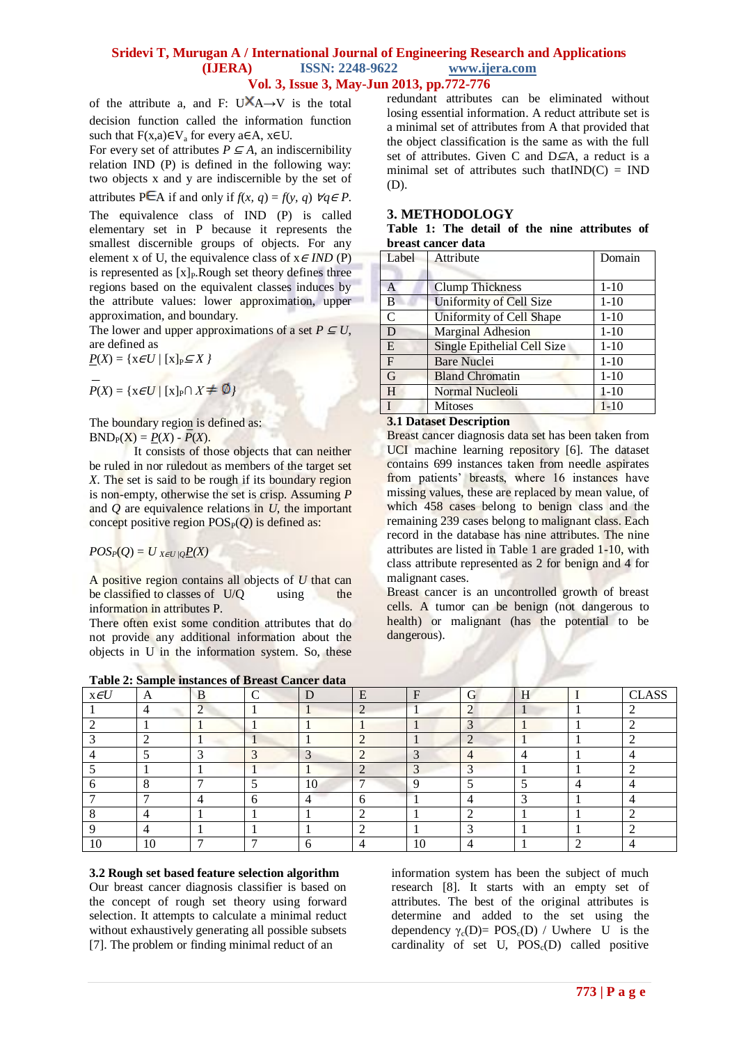of the attribute a, and F: U×A→V is the total decision function called the information function such that $F(x,a) \in V_a$ for every $a \in A$, $x \in U$.

For every set of attributes $P \subseteq A$, an indiscernibility relation IND (P) is defined in the following way: two objects x and y are indiscernible by the set of attributes $P \in A$ if and only if $f(x, q) = f(y, q)\ \forall q \in P$.

The equivalence class of IND (P) is called elementary set in P because it represents the smallest discernible groups of objects. For any element x of U, the equivalence class of $x \in IND$ (P) is represented as $[x]_P$. Rough set theory defines three regions based on the equivalent classes induces by the attribute values: lower approximation, upper approximation, and boundary.

The lower and upper approximations of a set $P \subseteq U$, are defined as

$$\underline{P}(X) = \{x \in U \mid [x]_P \subseteq X\}$$

$$\overline{P}(X) = \{x \in U \mid [x]_P \cap X \neq \emptyset\}$$

The boundary region is defined as:

$$BND_P(X) = \underline{P}(X) - \overline{P}(X).$$

It consists of those objects that can neither be ruled in nor ruledout as members of the target set *X*. The set is said to be rough if its boundary region is non-empty, otherwise the set is crisp. Assuming *P* and *Q* are equivalence relations in *U*, the important concept positive region $POS_P(Q)$ is defined as:

$$POS_P(Q) = U_{X \in U|Q} \underline{P}(X)$$

A positive region contains all objects of *U* that can be classified to classes of U/Q using the information in attributes P.

There often exist some condition attributes that do not provide any additional information about the objects in U in the information system. So, these redundant attributes can be eliminated without losing essential information. A reduct attribute set is a minimal set of attributes from A that provided that the object classification is the same as with the full set of attributes. Given C and $D \subseteq A$, a reduct is a minimal set of attributes such that $IND(C) = IND(D)$.

## 3. METHODOLOGY

**Table 1: The detail of the nine attributes of breast cancer data**

| Label | Attribute | Domain |
|---|---|---|
| A | Clump Thickness | 1-10 |
| B | Uniformity of Cell Size | 1-10 |
| C | Uniformity of Cell Shape | 1-10 |
| D | Marginal Adhesion | 1-10 |
| E | Single Epithelial Cell Size | 1-10 |
| F | Bare Nuclei | 1-10 |
| G | Bland Chromatin | 1-10 |
| H | Normal Nucleoli | 1-10 |
| I | Mitoses | 1-10 |

### 3.1 Dataset Description

Breast cancer diagnosis data set has been taken from UCI machine learning repository [6]. The dataset contains 699 instances taken from needle aspirates from patients' breasts, where 16 instances have missing values, these are replaced by mean value, of which 458 cases belong to benign class and the remaining 239 cases belong to malignant class. Each record in the database has nine attributes. The nine attributes are listed in Table 1 are graded 1-10, with class attribute represented as 2 for benign and 4 for malignant cases.

Breast cancer is an uncontrolled growth of breast cells. A tumor can be benign (not dangerous to health) or malignant (has the potential to be dangerous).

**Table 2: Sample instances of Breast Cancer data**

| $x \in U$ | A | B | C | D | E | F | G | H | I | CLASS |
|---|---|---|---|---|---|---|---|---|---|---|
| 1 | 4 | 2 | 1 | 1 | 2 | 1 | 2 | 1 | 1 | 2 |
| 2 | 1 | 1 | 1 | 1 | 1 | 1 | 3 | 1 | 1 | 2 |
| 3 | 2 | 1 | 1 | 1 | 2 | 1 | 2 | 1 | 1 | 2 |
| 4 | 5 | 3 | 3 | 3 | 2 | 3 | 4 | 4 | 1 | 4 |
| 5 | 1 | 1 | 1 | 1 | 2 | 3 | 3 | 1 | 1 | 2 |
| 6 | 8 | 7 | 5 | 10 | 7 | 9 | 5 | 5 | 4 | 4 |
| 7 | 7 | 4 | 6 | 4 | 6 | 1 | 4 | 3 | 1 | 4 |
| 8 | 4 | 1 | 1 | 1 | 2 | 1 | 2 | 1 | 1 | 2 |
| 9 | 4 | 1 | 1 | 1 | 2 | 1 | 3 | 1 | 1 | 2 |
| 10 | 10 | 7 | 7 | 6 | 4 | 10 | 4 | 1 | 2 | 4 |

### 3.2 Rough set based feature selection algorithm

Our breast cancer diagnosis classifier is based on the concept of rough set theory using forward selection. It attempts to calculate a minimal reduct without exhaustively generating all possible subsets [7]. The problem or finding minimal reduct of an information system has been the subject of much research [8]. It starts with an empty set of attributes. The best of the original attributes is determine and added to the set using the dependency $\gamma_c(D) = POS_c(D)$ / Uwhere U is the cardinality of set U, $POS_c(D)$ called positive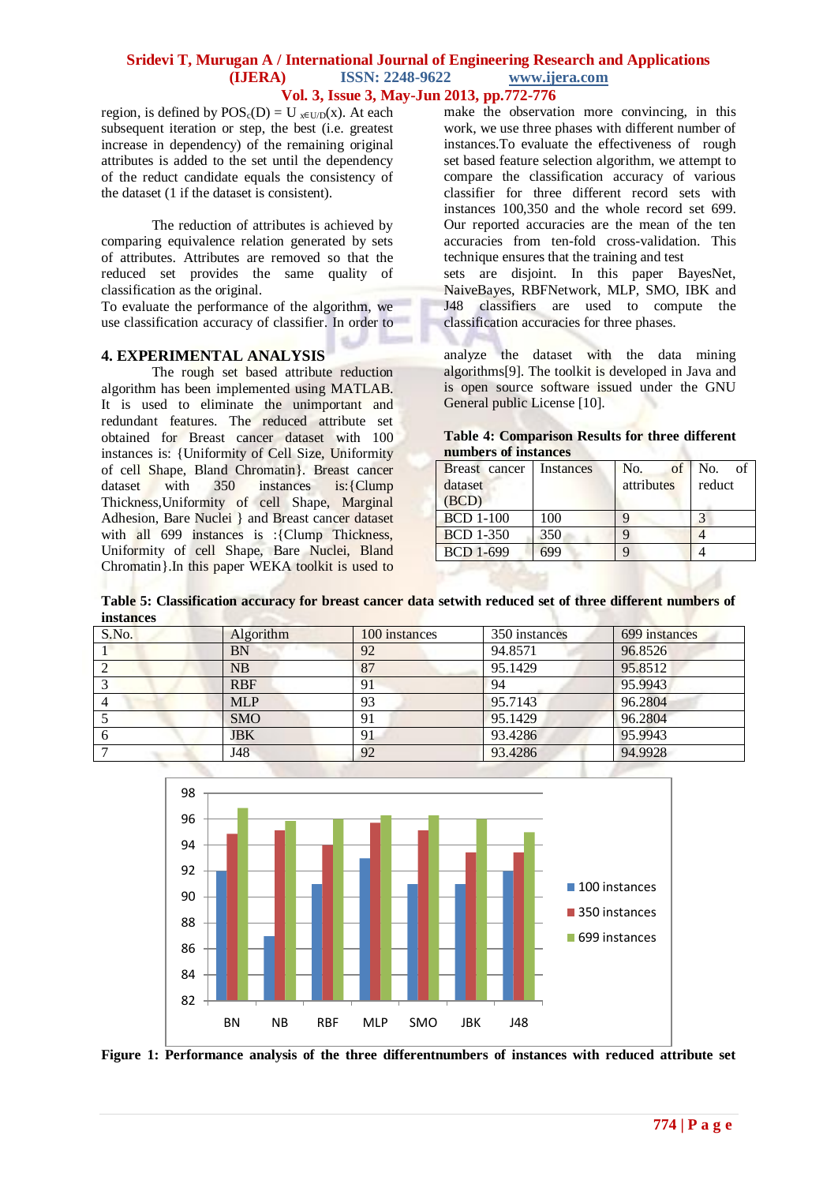region, is defined by $POS_c(D) = \cup_{x \in U/D}(x)$. At each subsequent iteration or step, the best (i.e. greatest increase in dependency) of the remaining original attributes is added to the set until the dependency of the reduct candidate equals the consistency of the dataset (1 if the dataset is consistent).

The reduction of attributes is achieved by comparing equivalence relation generated by sets of attributes. Attributes are removed so that the reduced set provides the same quality of classification as the original.

To evaluate the performance of the algorithm, we use classification accuracy of classifier. In order to make the observation more convincing, in this work, we use three phases with different number of instances.To evaluate the effectiveness of rough set based feature selection algorithm, we attempt to compare the classification accuracy of various classifier for three different record sets with instances 100,350 and the whole record set 699. Our reported accuracies are the mean of the ten accuracies from ten-fold cross-validation. This technique ensures that the training and test sets are disjoint. In this paper BayesNet, NaiveBayes, RBFNetwork, MLP, SMO, IBK and J48 classifiers are used to compute the classification accuracies for three phases.

## 4. EXPERIMENTAL ANALYSIS

The rough set based attribute reduction algorithm has been implemented using MATLAB. It is used to eliminate the unimportant and redundant features. The reduced attribute set obtained for Breast cancer dataset with 100 instances is: {Uniformity of Cell Size, Uniformity of cell Shape, Bland Chromatin}. Breast cancer dataset with 350 instances is:{Clump Thickness,Uniformity of cell Shape, Marginal Adhesion, Bare Nuclei } and Breast cancer dataset with all 699 instances is :{Clump Thickness, Uniformity of cell Shape, Bare Nuclei, Bland Chromatin}.In this paper WEKA toolkit is used to analyze the dataset with the data mining algorithms[9]. The toolkit is developed in Java and is open source software issued under the GNU General public License [10].

**Table 4: Comparison Results for three different numbers of instances**

| Breast cancer dataset (BCD) | Instances | No. of attributes | No. of reduct |
|---|---|---|---|
| BCD 1-100 | 100 | 9 | 3 |
| BCD 1-350 | 350 | 9 | 4 |
| BCD 1-699 | 699 | 9 | 4 |

**Table 5: Classification accuracy for breast cancer data setwith reduced set of three different numbers of instances**

| S.No. | Algorithm | 100 instances | 350 instances | 699 instances |
|---|---|---|---|---|
| 1 | BN | 92 | 94.8571 | 96.8526 |
| 2 | NB | 87 | 95.1429 | 95.8512 |
| 3 | RBF | 91 | 94 | 95.9943 |
| 4 | MLP | 93 | 95.7143 | 96.2804 |
| 5 | SMO | 91 | 95.1429 | 96.2804 |
| 6 | JBK | 91 | 93.4286 | 95.9943 |
| 7 | J48 | 92 | 93.4286 | 94.9928 |

**Figure 1: Performance analysis of the three differentnumbers of instances with reduced attribute set**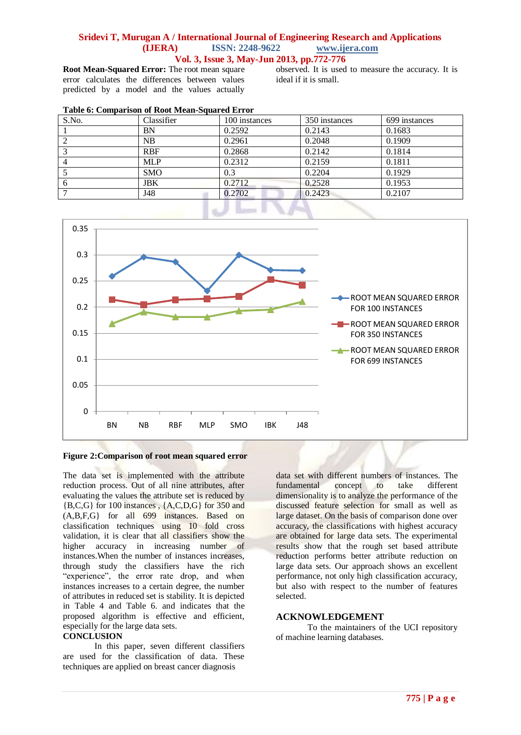**Root Mean-Squared Error:** The root mean square error calculates the differences between values predicted by a model and the values actually observed. It is used to measure the accuracy. It is ideal if it is small.

**Table 6: Comparison of Root Mean-Squared Error**

| S.No. | Classifier | 100 instances | 350 instances | 699 instances |
|---|---|---|---|---|
| 1 | BN | 0.2592 | 0.2143 | 0.1683 |
| 2 | NB | 0.2961 | 0.2048 | 0.1909 |
| 3 | RBF | 0.2868 | 0.2142 | 0.1814 |
| 4 | MLP | 0.2312 | 0.2159 | 0.1811 |
| 5 | SMO | 0.3 | 0.2204 | 0.1929 |
| 6 | JBK | 0.2712 | 0.2528 | 0.1953 |
| 7 | J48 | 0.2702 | 0.2423 | 0.2107 |

**Figure 2:Comparison of root mean squared error**

The data set is implemented with the attribute reduction process. Out of all nine attributes, after evaluating the values the attribute set is reduced by {B,C,G} for 100 instances , {A,C,D,G} for 350 and {A,B,F,G} for all 699 instances. Based on classification techniques using 10 fold cross validation, it is clear that all classifiers show the higher accuracy in increasing number of instances.When the number of instances increases, through study the classifiers have the rich "experience", the error rate drop, and when instances increases to a certain degree, the number of attributes in reduced set is stability. It is depicted in Table 4 and Table 6. and indicates that the proposed algorithm is effective and efficient, especially for the large data sets.

## CONCLUSION

In this paper, seven different classifiers are used for the classification of data. These techniques are applied on breast cancer diagnosis data set with different numbers of instances. The fundamental concept to take different dimensionality is to analyze the performance of the discussed feature selection for small as well as large dataset. On the basis of comparison done over accuracy, the classifications with highest accuracy are obtained for large data sets. The experimental results show that the rough set based attribute reduction performs better attribute reduction on large data sets. Our approach shows an excellent performance, not only high classification accuracy, but also with respect to the number of features selected.

## ACKNOWLEDGEMENT

To the maintainers of the UCI repository of machine learning databases.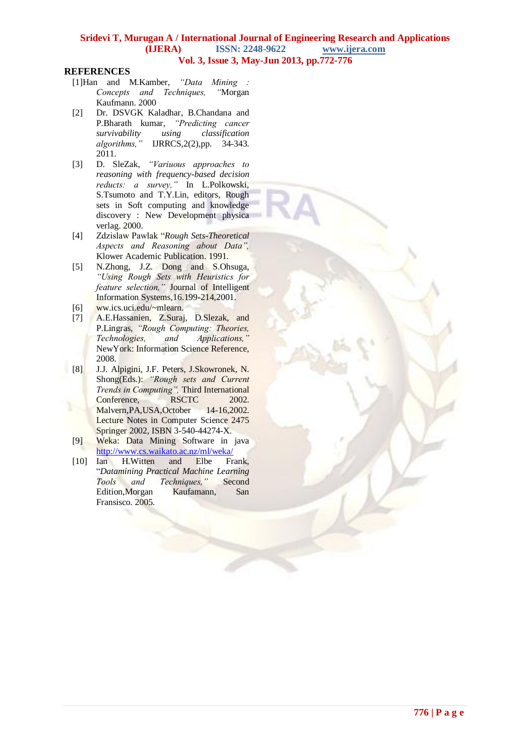## REFERENCES

[1] Han and M.Kamber, *"Data Mining : Concepts and Techniques, "*Morgan Kaufmann. 2000

[2] Dr. DSVGK Kaladhar, B.Chandana and P.Bharath kumar, *"Predicting cancer survivability using classification algorithms,"* IJRRCS,2(2),pp. 34-343. 2011.

[3] D. SleZak, *"Variuous approaches to reasoning with frequency-based decision reducts: a survey,"* In L.Polkowski, S.Tsumoto and T.Y.Lin, editors, Rough sets in Soft computing and knowledge discovery : New Development physica verlag. 2000.

[4] Zdzislaw Pawlak "*Rough Sets-Theoretical Aspects and Reasoning about Data",* Klower Academic Publication. 1991.

[5] N.Zhong, J.Z. Dong and S.Ohsuga, *"Using Rough Sets with Heuristics for feature selection,"* Journal of Intelligent Information Systems,16.199-214,2001.

[6] ww.ics.uci.edu/~mlearn.

[7] A.E.Hassanien, Z.Suraj, D.Slezak, and P.Lingras, *"Rough Computing: Theories, Technologies, and Applications,"* NewYork: Information Science Reference, 2008.

[8] J.J. Alpigini, J.F. Peters, J.Skowronek, N. Shong(Eds.): *"Rough sets and Current Trends in Computing",* Third International Conference, RSCTC 2002. Malvern,PA,USA,October 14-16,2002. Lecture Notes in Computer Science 2475 Springer 2002, ISBN 3-540-44274-X.

[9] Weka: Data Mining Software in java http://www.cs.waikato.ac.nz/ml/weka/

[10] Ian H.Witten and Elbe Frank, "*Datamining Practical Machine Learning Tools and Techniques,"* Second Edition,Morgan Kaufamann, San Fransisco. 2005.